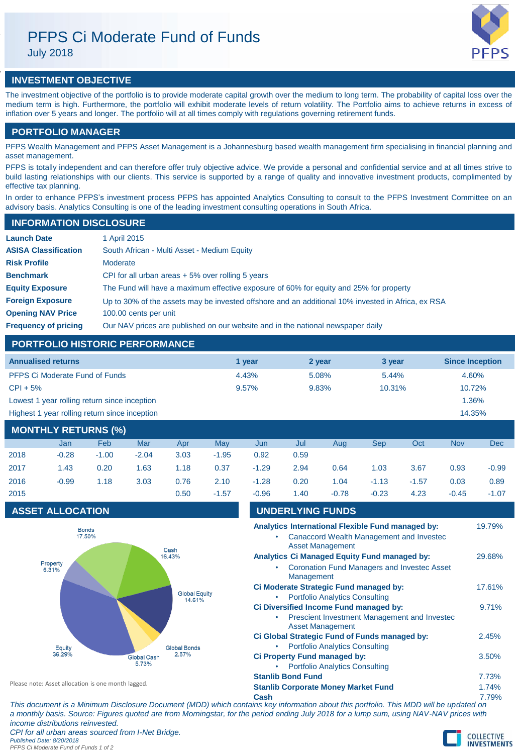# PFPS Ci Moderate Fund of Funds

July 2018

## INVESTMENT OBJECTIVE

The investment objective of the portfolio is to provide moderate capital growth over the medium to long term. The probability of capital loss over the medium term is high. Furthermore, the portfolio will exhibit moderate levels of return volatility. The Portfolio aims to achieve returns in excess of inflation over 5 years and longer. The portfolio will at all times comply with regulations governing retirement funds.

## PORTFOLIO MANAGER

PFPS Wealth Management and PFPS Asset Management is a Johannesburg based wealth management firm specialising in financial planning and asset management.

PFPS is totally independent and can therefore offer truly objective advice. We provide a personal and confidential service and at all times strive to build lasting relationships with our clients. This service is supported by a range of quality and innovative investment products, complimented by effective tax planning.

In order to enhance PFPS's investment process PFPS has appointed Analytics Consulting to consult to the PFPS Investment Committee on an advisory basis. Analytics Consulting is one of the leading investment consulting operations in South Africa.

## INFORMATION DISCLOSURE

| | |
|---|---|
| **Launch Date** | 1 April 2015 |
| **ASISA Classification** | South African - Multi Asset - Medium Equity |
| **Risk Profile** | Moderate |
| **Benchmark** | CPI for all urban areas + 5% over rolling 5 years |
| **Equity Exposure** | The Fund will have a maximum effective exposure of 60% for equity and 25% for property |
| **Foreign Exposure** | Up to 30% of the assets may be invested offshore and an additional 10% invested in Africa, ex RSA |
| **Opening NAV Price** | 100.00 cents per unit |
| **Frequency of pricing** | Our NAV prices are published on our website and in the national newspaper daily |

## PORTFOLIO HISTORIC PERFORMANCE

| Annualised returns | 1 year | 2 year | 3 year | Since Inception |
|---|---|---|---|---|
| PFPS Ci Moderate Fund of Funds | 4.43% | 5.08% | 5.44% | 4.60% |
| CPI + 5% | 9.57% | 9.83% | 10.31% | 10.72% |
| Lowest 1 year rolling return since inception | | | | 1.36% |
| Highest 1 year rolling return since inception | | | | 14.35% |

## MONTHLY RETURNS (%)

| | Jan | Feb | Mar | Apr | May | Jun | Jul | Aug | Sep | Oct | Nov | Dec |
|---|---|---|---|---|---|---|---|---|---|---|---|---|
| 2018 | -0.28 | -1.00 | -2.04 | 3.03 | -1.95 | 0.92 | 0.59 | | | | | |
| 2017 | 1.43 | 0.20 | 1.63 | 1.18 | 0.37 | -1.29 | 2.94 | 0.64 | 1.03 | 3.67 | 0.93 | -0.99 |
| 2016 | -0.99 | 1.18 | 3.03 | 0.76 | 2.10 | -1.28 | 0.20 | 1.04 | -1.13 | -1.57 | 0.03 | 0.89 |
| 2015 | | | | 0.50 | -1.57 | -0.96 | 1.40 | -0.78 | -0.23 | 4.23 | -0.45 | -1.07 |

## ASSET ALLOCATION

| Asset | % |
|---|---|
| Bonds | 17.50% |
| Cash | 16.43% |
| Global Equity | 14.61% |
| Global Bonds | 2.57% |
| Global Cash | 5.73% |
| Equity | 36.29% |
| Property | 6.31% |

Please note: Asset allocation is one month lagged.

## UNDERLYING FUNDS

| Fund | % |
|---|---|
| **Analytics International Flexible Fund managed by:**<br>• Canaccord Wealth Management and Investec Asset Management | 19.79% |
| **Analytics Ci Managed Equity Fund managed by:**<br>• Coronation Fund Managers and Investec Asset Management | 29.68% |
| **Ci Moderate Strategic Fund managed by:**<br>• Portfolio Analytics Consulting | 17.61% |
| **Ci Diversified Income Fund managed by:**<br>• Prescient Investment Management and Investec Asset Management | 9.71% |
| **Ci Global Strategic Fund of Funds managed by:**<br>• Portfolio Analytics Consulting | 2.45% |
| **Ci Property Fund managed by:**<br>• Portfolio Analytics Consulting | 3.50% |
| **Stanlib Bond Fund** | 7.73% |
| **Stanlib Corporate Money Market Fund** | 1.74% |
| **Cash** | 7.79% |

*This document is a Minimum Disclosure Document (MDD) which contains key information about this portfolio. This MDD will be updated on a monthly basis. Source: Figures quoted are from Morningstar, for the period ending July 2018 for a lump sum, using NAV-NAV prices with income distributions reinvested.*

*CPI for all urban areas sourced from I-Net Bridge.*

*Published Date: 8/20/2018*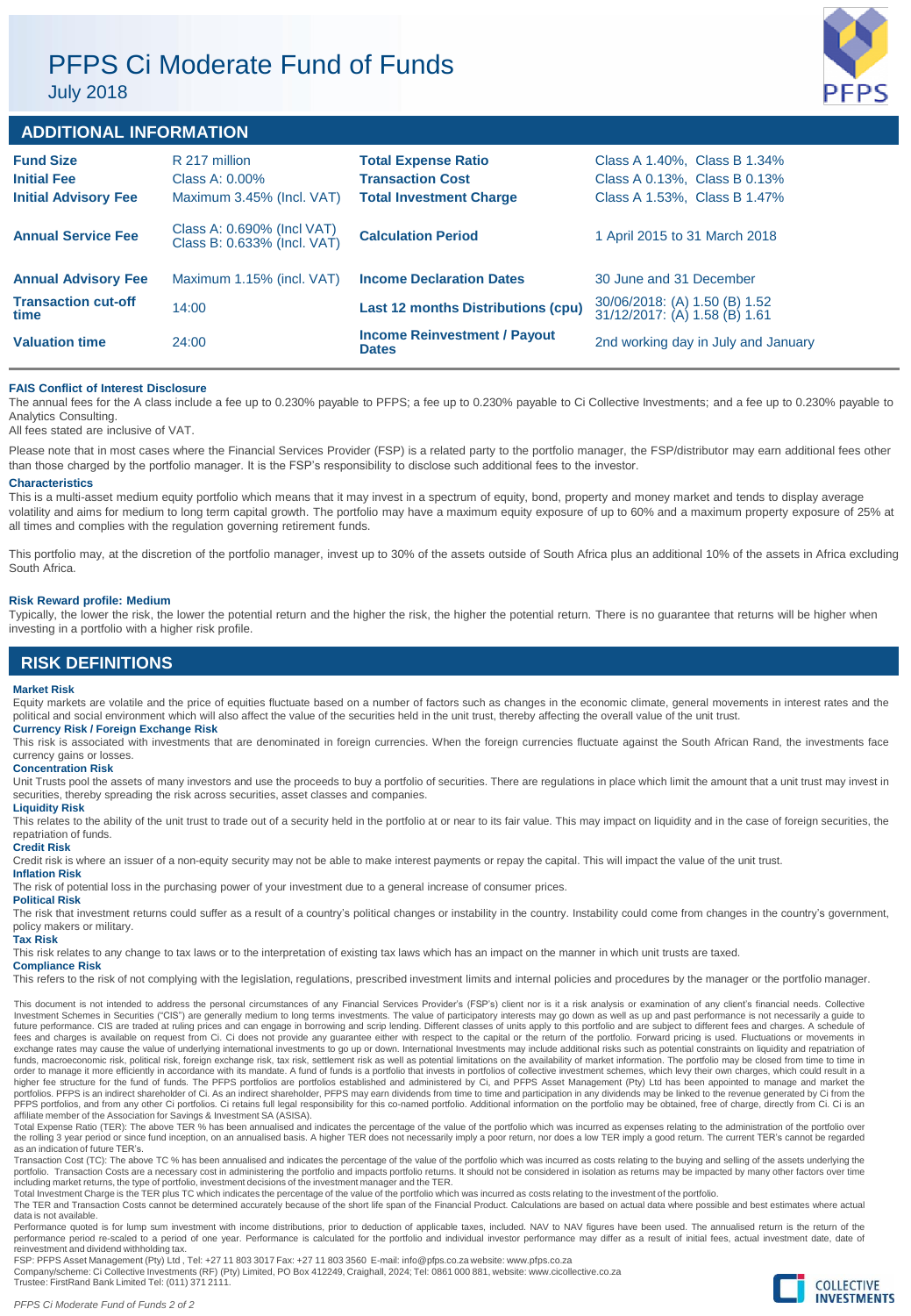# PFPS Ci Moderate Fund of Funds

July 2018

## ADDITIONAL INFORMATION

| | | | |
|---|---|---|---|
| **Fund Size** | R 217 million | **Total Expense Ratio** | Class A 1.40%, Class B 1.34% |
| **Initial Fee** | Class A: 0.00% | **Transaction Cost** | Class A 0.13%, Class B 0.13% |
| **Initial Advisory Fee** | Maximum 3.45% (Incl. VAT) | **Total Investment Charge** | Class A 1.53%, Class B 1.47% |
| **Annual Service Fee** | Class A: 0.690% (Incl VAT) Class B: 0.633% (Incl. VAT) | **Calculation Period** | 1 April 2015 to 31 March 2018 |
| **Annual Advisory Fee** | Maximum 1.15% (incl. VAT) | **Income Declaration Dates** | 30 June and 31 December |
| **Transaction cut-off time** | 14:00 | **Last 12 months Distributions (cpu)** | 30/06/2018: (A) 1.50 (B) 1.52 31/12/2017: (A) 1.58 (B) 1.61 |
| **Valuation time** | 24:00 | **Income Reinvestment / Payout Dates** | 2nd working day in July and January |

**FAIS Conflict of Interest Disclosure**

The annual fees for the A class include a fee up to 0.230% payable to PFPS; a fee up to 0.230% payable to Ci Collective Investments; and a fee up to 0.230% payable to Analytics Consulting.

All fees stated are inclusive of VAT.

Please note that in most cases where the Financial Services Provider (FSP) is a related party to the portfolio manager, the FSP/distributor may earn additional fees other than those charged by the portfolio manager. It is the FSP's responsibility to disclose such additional fees to the investor.

**Characteristics**

This is a multi-asset medium equity portfolio which means that it may invest in a spectrum of equity, bond, property and money market and tends to display average volatility and aims for medium to long term capital growth. The portfolio may have a maximum equity exposure of up to 60% and a maximum property exposure of 25% at all times and complies with the regulation governing retirement funds.

This portfolio may, at the discretion of the portfolio manager, invest up to 30% of the assets outside of South Africa plus an additional 10% of the assets in Africa excluding South Africa.

**Risk Reward profile: Medium**

Typically, the lower the risk, the lower the potential return and the higher the risk, the higher the potential return. There is no guarantee that returns will be higher when investing in a portfolio with a higher risk profile.

## RISK DEFINITIONS

**Market Risk**

Equity markets are volatile and the price of equities fluctuate based on a number of factors such as changes in the economic climate, general movements in interest rates and the political and social environment which will also affect the value of the securities held in the unit trust, thereby affecting the overall value of the unit trust.

**Currency Risk / Foreign Exchange Risk**

This risk is associated with investments that are denominated in foreign currencies. When the foreign currencies fluctuate against the South African Rand, the investments face currency gains or losses.

**Concentration Risk**

Unit Trusts pool the assets of many investors and use the proceeds to buy a portfolio of securities. There are regulations in place which limit the amount that a unit trust may invest in securities, thereby spreading the risk across securities, asset classes and companies.

**Liquidity Risk**

This relates to the ability of the unit trust to trade out of a security held in the portfolio at or near to its fair value. This may impact on liquidity and in the case of foreign securities, the repatriation of funds.

**Credit Risk**

Credit risk is where an issuer of a non-equity security may not be able to make interest payments or repay the capital. This will impact the value of the unit trust.

**Inflation Risk**

The risk of potential loss in the purchasing power of your investment due to a general increase of consumer prices.

**Political Risk**

The risk that investment returns could suffer as a result of a country's political changes or instability in the country. Instability could come from changes in the country's government, policy makers or military.

**Tax Risk**

This risk relates to any change to tax laws or to the interpretation of existing tax laws which has an impact on the manner in which unit trusts are taxed.

**Compliance Risk**

This refers to the risk of not complying with the legislation, regulations, prescribed investment limits and internal policies and procedures by the manager or the portfolio manager.

This document is not intended to address the personal circumstances of any Financial Services Provider's (FSP's) client nor is it a risk analysis or examination of any client's financial needs. Collective Investment Schemes in Securities ("CIS") are generally medium to long terms investments. The value of participatory interests may go down as well as up and past performance is not necessarily a guide to future performance. CIS are traded at ruling prices and can engage in borrowing and scrip lending. Different classes of units apply to this portfolio and are subject to different fees and charges. A schedule of fees and charges is available on request from Ci. Ci does not provide any guarantee either with respect to the capital or the return of the portfolio. Forward pricing is used. Fluctuations or movements in exchange rates may cause the value of underlying international investments to go up or down. International Investments may include additional risks such as potential constraints on liquidity and repatriation of funds, macroeconomic risk, political risk, foreign exchange risk, tax risk, settlement risk as well as potential limitations on the availability of market information. The portfolio may be closed from time to time in order to manage it more efficiently in accordance with its mandate. A fund of funds is a portfolio that invests in portfolios of collective investment schemes, which levy their own charges, which could result in a higher fee structure for the fund of funds. The PFPS portfolios are portfolios established and administered by Ci, and PFPS Asset Management (Pty) Ltd has been appointed to manage and market the portfolios. PFPS is an indirect shareholder of Ci. As an indirect shareholder, PFPS may earn dividends from time to time and participation in any dividends may be linked to the revenue generated by Ci from the PFPS portfolios, and from any other Ci portfolios. Ci retains full legal responsibility for this co-named portfolio. Additional information on the portfolio may be obtained, free of charge, directly from Ci. Ci is an affiliate member of the Association for Savings & Investment SA (ASISA).

Total Expense Ratio (TER): The above TER % has been annualised and indicates the percentage of the value of the portfolio which was incurred as expenses relating to the administration of the portfolio over the rolling 3 year period or since fund inception, on an annualised basis. A higher TER does not necessarily imply a poor return, nor does a low TER imply a good return. The current TER's cannot be regarded as an indication of future TER's.

Transaction Cost (TC): The above TC % has been annualised and indicates the percentage of the value of the portfolio which was incurred as costs relating to the buying and selling of the assets underlying the portfolio. Transaction Costs are a necessary cost in administering the portfolio and impacts portfolio returns. It should not be considered in isolation as returns may be impacted by many other factors over time including market returns, the type of portfolio, investment decisions of the investment manager and the TER.

Total Investment Charge is the TER plus TC which indicates the percentage of the value of the portfolio which was incurred as costs relating to the investment of the portfolio.

The TER and Transaction Costs cannot be determined accurately because of the short life span of the Financial Product. Calculations are based on actual data where possible and best estimates where actual data is not available.

Performance quoted is for lump sum investment with income distributions, prior to deduction of applicable taxes, included. NAV to NAV figures have been used. The annualised return is the return of the performance period re-scaled to a period of one year. Performance is calculated for the portfolio and individual investor performance may differ as a result of initial fees, actual investment date, date of reinvestment and dividend withholding tax.

FSP: PFPS Asset Management (Pty) Ltd , Tel: +27 11 803 3017 Fax: +27 11 803 3560 E-mail: info@pfps.co.za website: www.pfps.co.za

Company/scheme: Ci Collective Investments (RF) (Pty) Limited, PO Box 412249, Craighall, 2024; Tel: 0861 000 881, website: www.cicollective.co.za

Trustee: FirstRand Bank Limited Tel: (011) 371 2111.